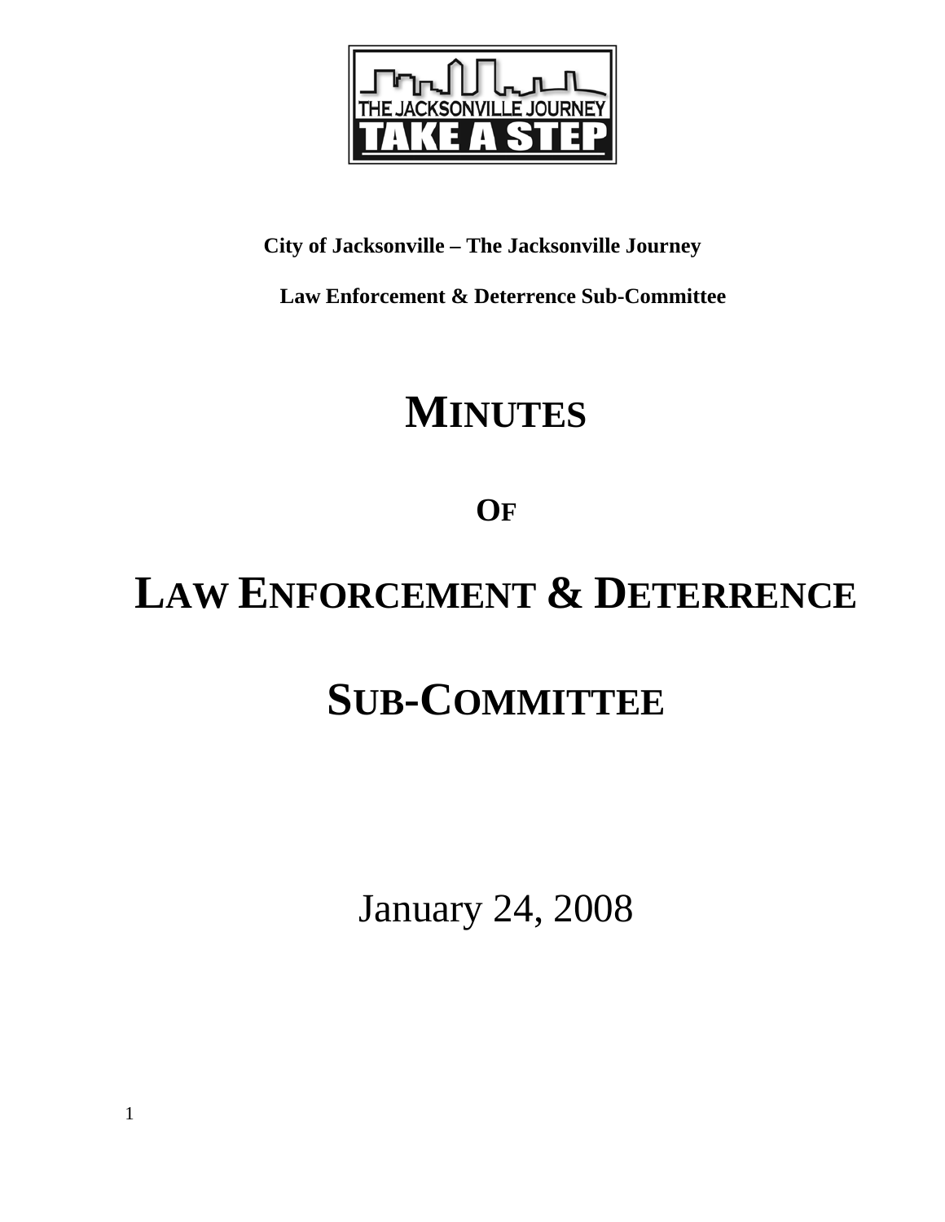**City of Jacksonville – The Jacksonville Journey**

**Law Enforcement & Deterrence Sub-Committee**

# MINUTES

# OF

# LAW ENFORCEMENT & DETERRENCE

# SUB-COMMITTEE

January 24, 2008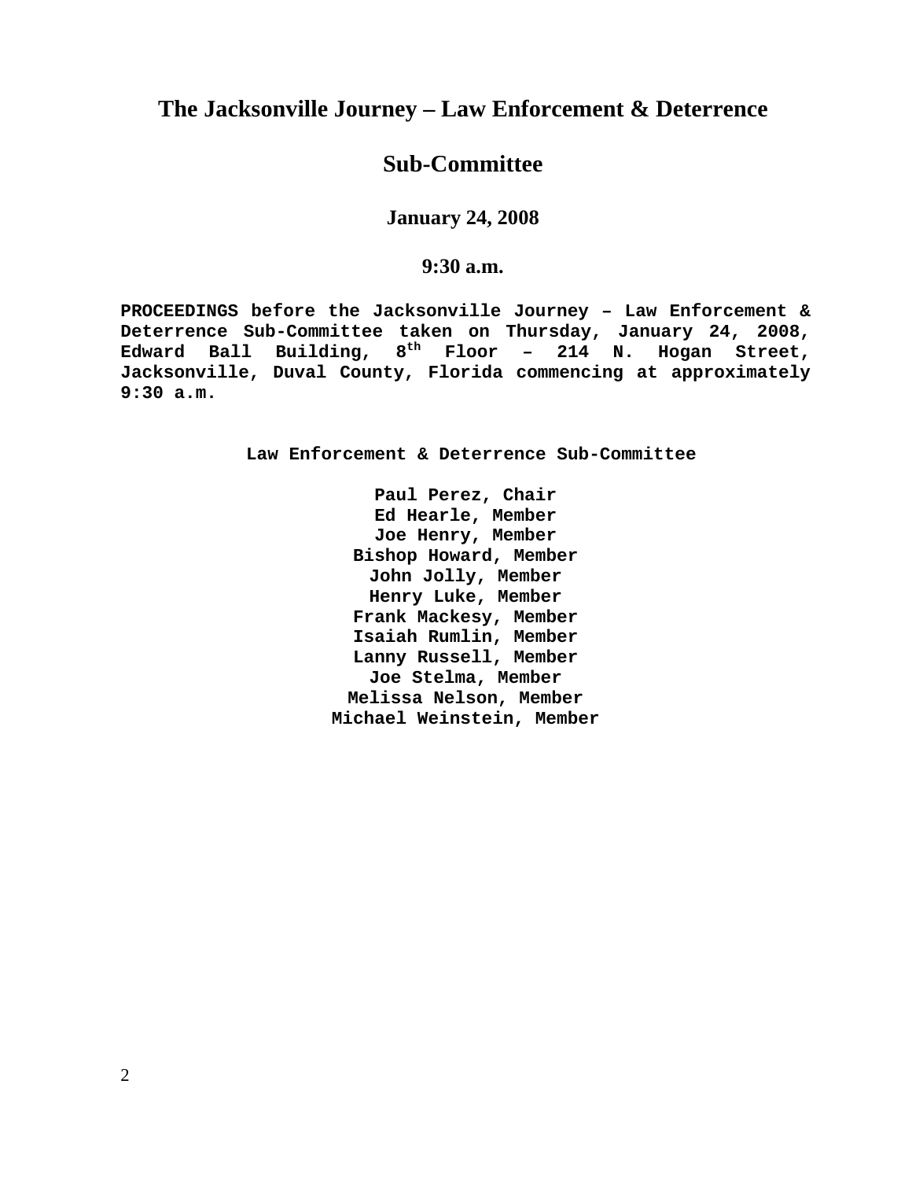# The Jacksonville Journey – Law Enforcement & Deterrence

# Sub-Committee

**January 24, 2008**

**9:30 a.m.**

**PROCEEDINGS before the Jacksonville Journey – Law Enforcement & Deterrence Sub-Committee taken on Thursday, January 24, 2008, Edward Ball Building, 8th Floor – 214 N. Hogan Street, Jacksonville, Duval County, Florida commencing at approximately 9:30 a.m.**

**Law Enforcement & Deterrence Sub-Committee**

**Paul Perez, Chair**
**Ed Hearle, Member**
**Joe Henry, Member**
**Bishop Howard, Member**
**John Jolly, Member**
**Henry Luke, Member**
**Frank Mackesy, Member**
**Isaiah Rumlin, Member**
**Lanny Russell, Member**
**Joe Stelma, Member**
**Melissa Nelson, Member**
**Michael Weinstein, Member**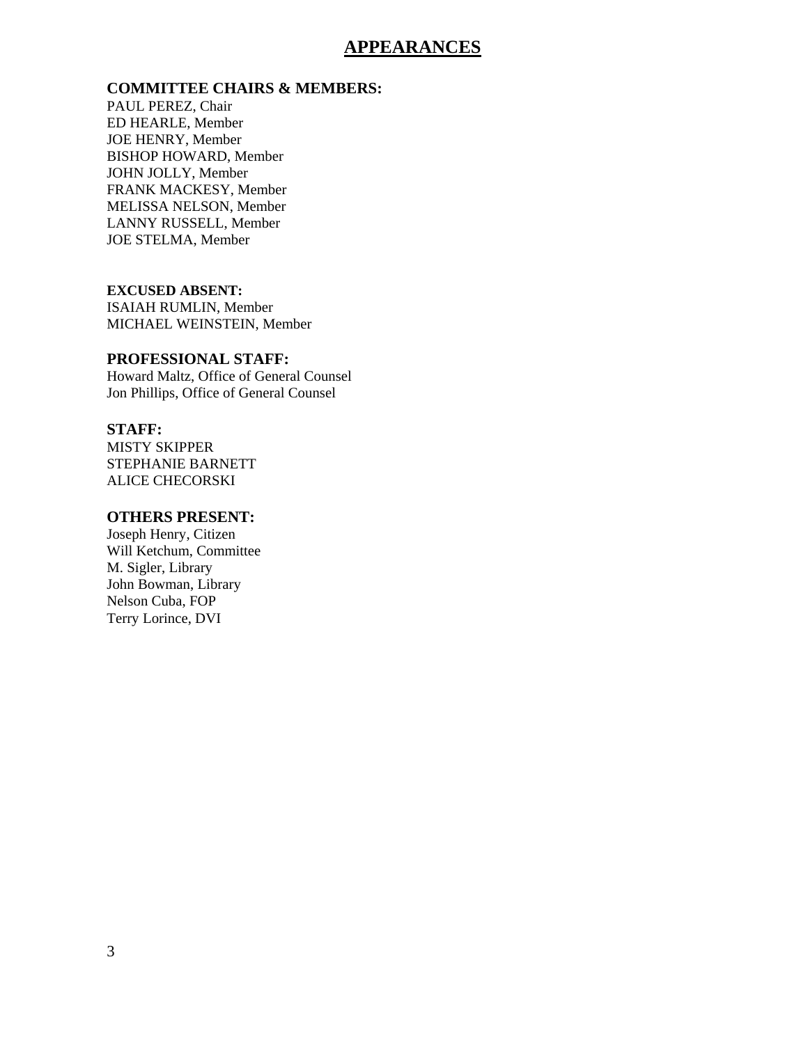# APPEARANCES

### COMMITTEE CHAIRS & MEMBERS:

PAUL PEREZ, Chair
ED HEARLE, Member
JOE HENRY, Member
BISHOP HOWARD, Member
JOHN JOLLY, Member
FRANK MACKESY, Member
MELISSA NELSON, Member
LANNY RUSSELL, Member
JOE STELMA, Member

**EXCUSED ABSENT:**

ISAIAH RUMLIN, Member
MICHAEL WEINSTEIN, Member

### PROFESSIONAL STAFF:

Howard Maltz, Office of General Counsel
Jon Phillips, Office of General Counsel

### STAFF:

MISTY SKIPPER
STEPHANIE BARNETT
ALICE CHECORSKI

### OTHERS PRESENT:

Joseph Henry, Citizen
Will Ketchum, Committee
M. Sigler, Library
John Bowman, Library
Nelson Cuba, FOP
Terry Lorince, DVI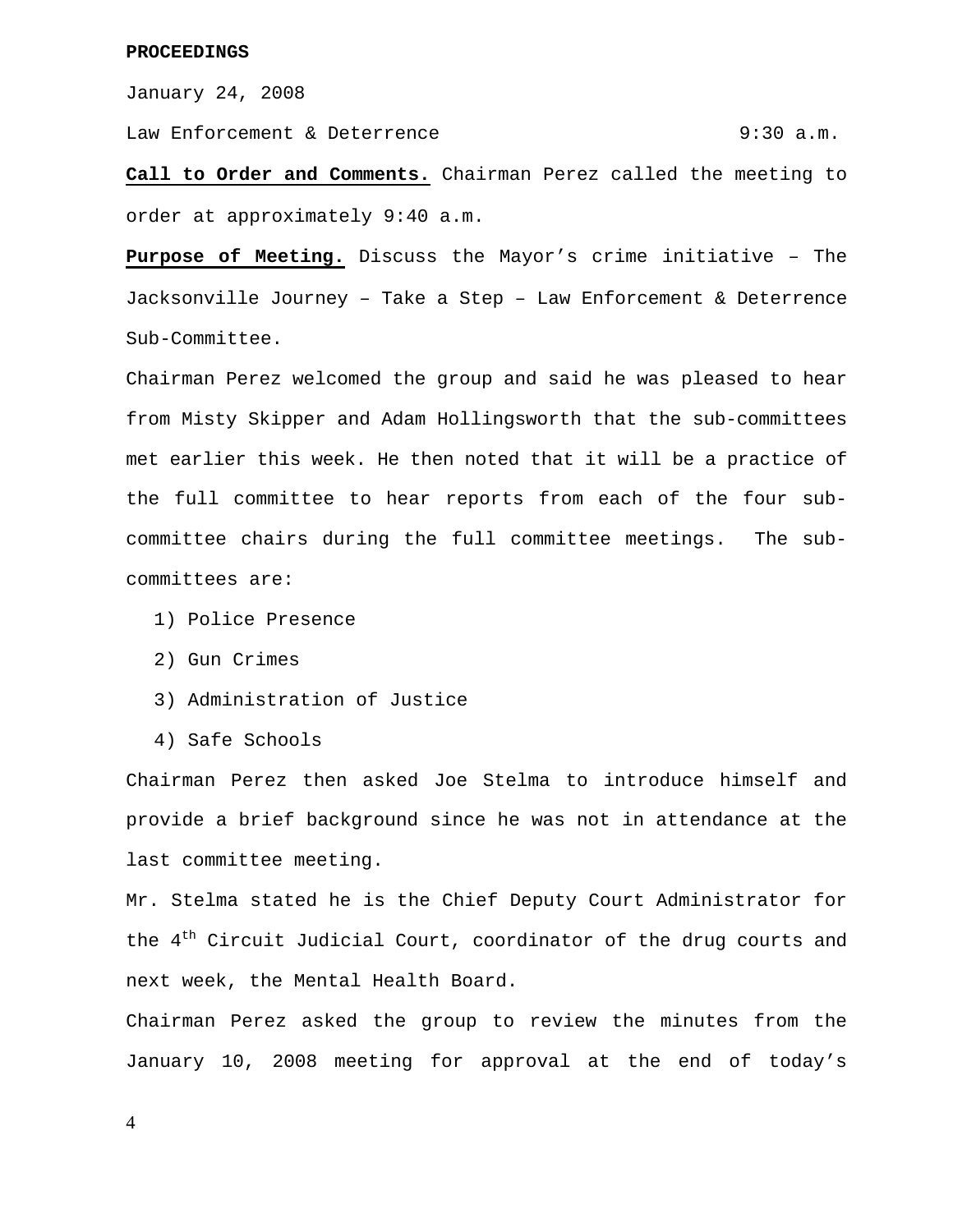**PROCEEDINGS**

January 24, 2008

Law Enforcement & Deterrence 9:30 a.m.

**Call to Order and Comments.** Chairman Perez called the meeting to order at approximately 9:40 a.m.

**Purpose of Meeting.** Discuss the Mayor's crime initiative – The Jacksonville Journey – Take a Step – Law Enforcement & Deterrence Sub-Committee.

Chairman Perez welcomed the group and said he was pleased to hear from Misty Skipper and Adam Hollingsworth that the sub-committees met earlier this week. He then noted that it will be a practice of the full committee to hear reports from each of the four sub-committee chairs during the full committee meetings. The sub-committees are:

1) Police Presence
2) Gun Crimes
3) Administration of Justice
4) Safe Schools

Chairman Perez then asked Joe Stelma to introduce himself and provide a brief background since he was not in attendance at the last committee meeting.

Mr. Stelma stated he is the Chief Deputy Court Administrator for the 4th Circuit Judicial Court, coordinator of the drug courts and next week, the Mental Health Board.

Chairman Perez asked the group to review the minutes from the January 10, 2008 meeting for approval at the end of today's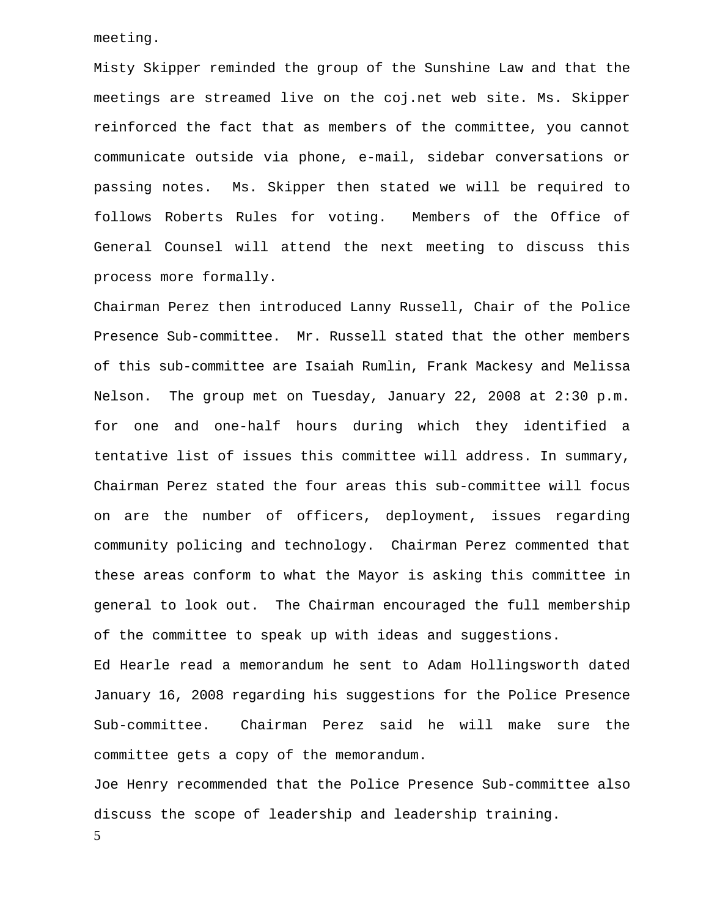meeting.

Misty Skipper reminded the group of the Sunshine Law and that the meetings are streamed live on the coj.net web site. Ms. Skipper reinforced the fact that as members of the committee, you cannot communicate outside via phone, e-mail, sidebar conversations or passing notes. Ms. Skipper then stated we will be required to follows Roberts Rules for voting. Members of the Office of General Counsel will attend the next meeting to discuss this process more formally.

Chairman Perez then introduced Lanny Russell, Chair of the Police Presence Sub-committee. Mr. Russell stated that the other members of this sub-committee are Isaiah Rumlin, Frank Mackesy and Melissa Nelson. The group met on Tuesday, January 22, 2008 at 2:30 p.m. for one and one-half hours during which they identified a tentative list of issues this committee will address. In summary, Chairman Perez stated the four areas this sub-committee will focus on are the number of officers, deployment, issues regarding community policing and technology. Chairman Perez commented that these areas conform to what the Mayor is asking this committee in general to look out. The Chairman encouraged the full membership of the committee to speak up with ideas and suggestions.

Ed Hearle read a memorandum he sent to Adam Hollingsworth dated January 16, 2008 regarding his suggestions for the Police Presence Sub-committee. Chairman Perez said he will make sure the committee gets a copy of the memorandum.

Joe Henry recommended that the Police Presence Sub-committee also discuss the scope of leadership and leadership training.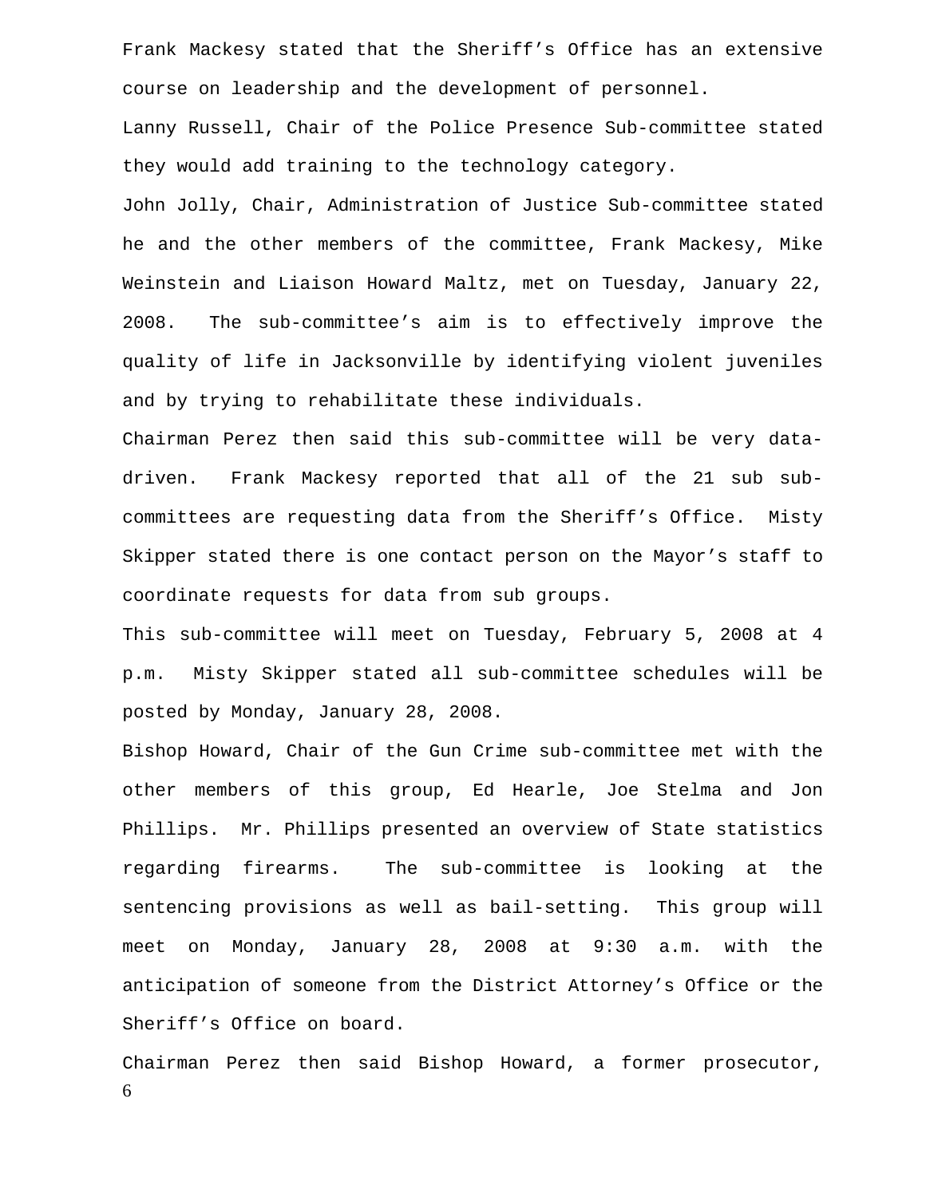Frank Mackesy stated that the Sheriff's Office has an extensive course on leadership and the development of personnel.

Lanny Russell, Chair of the Police Presence Sub-committee stated they would add training to the technology category.

John Jolly, Chair, Administration of Justice Sub-committee stated he and the other members of the committee, Frank Mackesy, Mike Weinstein and Liaison Howard Maltz, met on Tuesday, January 22, 2008. The sub-committee's aim is to effectively improve the quality of life in Jacksonville by identifying violent juveniles and by trying to rehabilitate these individuals.

Chairman Perez then said this sub-committee will be very data-driven. Frank Mackesy reported that all of the 21 sub sub-committees are requesting data from the Sheriff's Office. Misty Skipper stated there is one contact person on the Mayor's staff to coordinate requests for data from sub groups.

This sub-committee will meet on Tuesday, February 5, 2008 at 4 p.m. Misty Skipper stated all sub-committee schedules will be posted by Monday, January 28, 2008.

Bishop Howard, Chair of the Gun Crime sub-committee met with the other members of this group, Ed Hearle, Joe Stelma and Jon Phillips. Mr. Phillips presented an overview of State statistics regarding firearms. The sub-committee is looking at the sentencing provisions as well as bail-setting. This group will meet on Monday, January 28, 2008 at 9:30 a.m. with the anticipation of someone from the District Attorney's Office or the Sheriff's Office on board.

Chairman Perez then said Bishop Howard, a former prosecutor,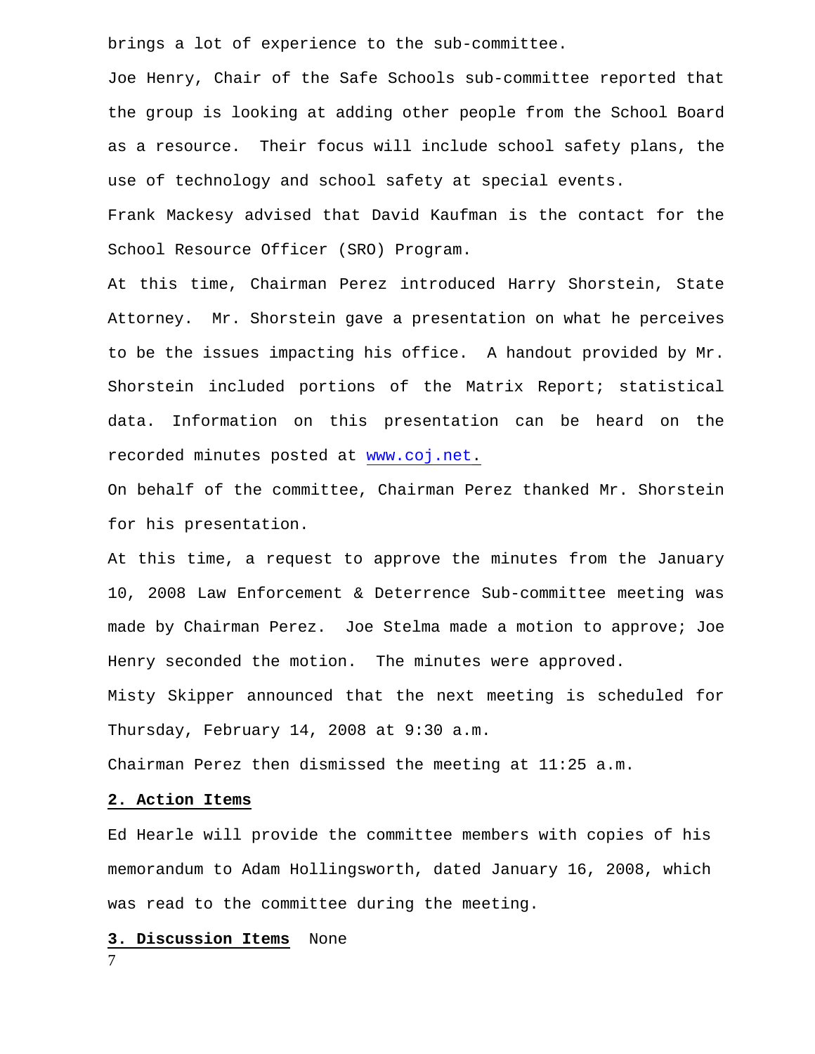brings a lot of experience to the sub-committee.

Joe Henry, Chair of the Safe Schools sub-committee reported that the group is looking at adding other people from the School Board as a resource. Their focus will include school safety plans, the use of technology and school safety at special events.

Frank Mackesy advised that David Kaufman is the contact for the School Resource Officer (SRO) Program.

At this time, Chairman Perez introduced Harry Shorstein, State Attorney. Mr. Shorstein gave a presentation on what he perceives to be the issues impacting his office. A handout provided by Mr. Shorstein included portions of the Matrix Report; statistical data. Information on this presentation can be heard on the recorded minutes posted at www.coj.net.

On behalf of the committee, Chairman Perez thanked Mr. Shorstein for his presentation.

At this time, a request to approve the minutes from the January 10, 2008 Law Enforcement & Deterrence Sub-committee meeting was made by Chairman Perez. Joe Stelma made a motion to approve; Joe Henry seconded the motion. The minutes were approved.

Misty Skipper announced that the next meeting is scheduled for Thursday, February 14, 2008 at 9:30 a.m.

Chairman Perez then dismissed the meeting at 11:25 a.m.

**2. Action Items**

Ed Hearle will provide the committee members with copies of his memorandum to Adam Hollingsworth, dated January 16, 2008, which was read to the committee during the meeting.

**3. Discussion Items** None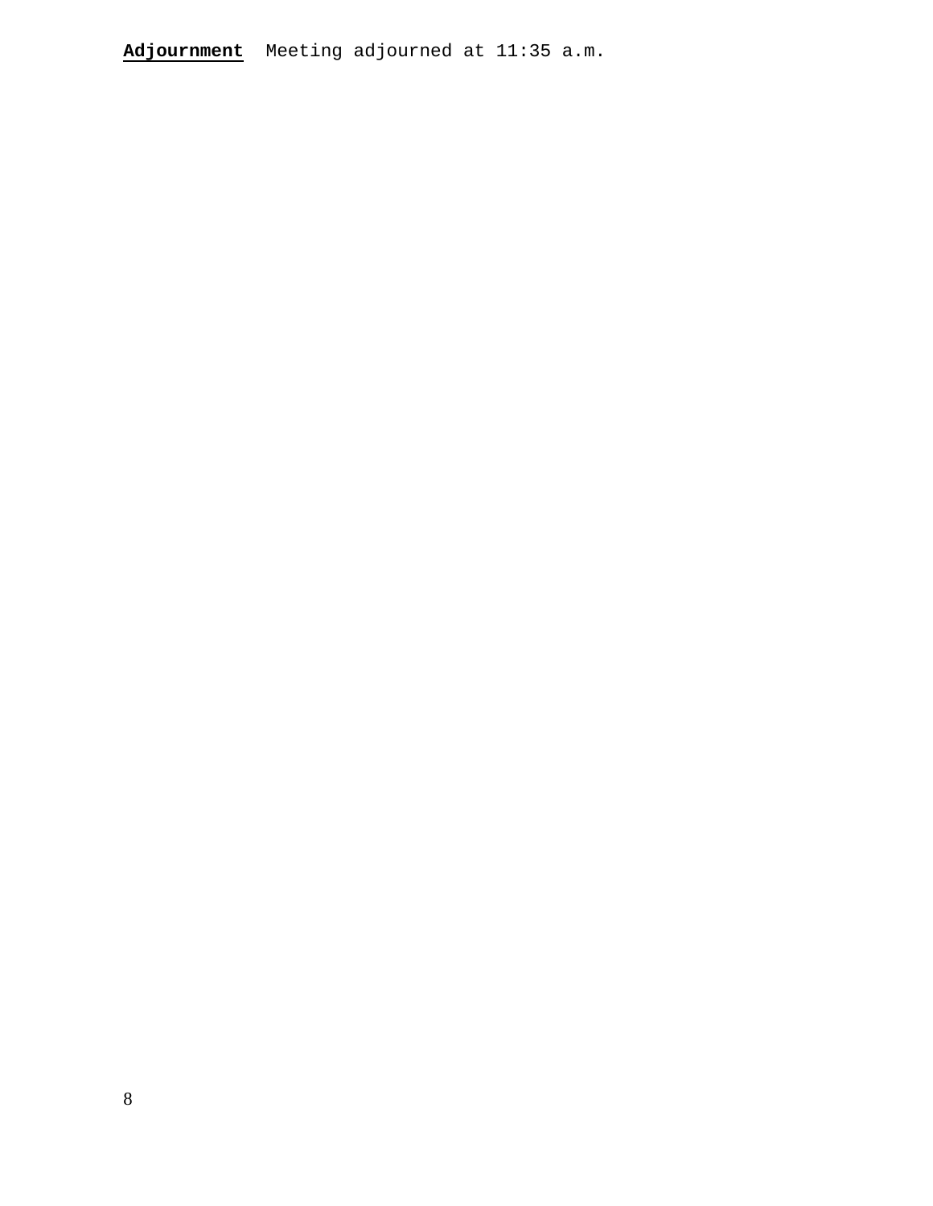**Adjournment** Meeting adjourned at 11:35 a.m.